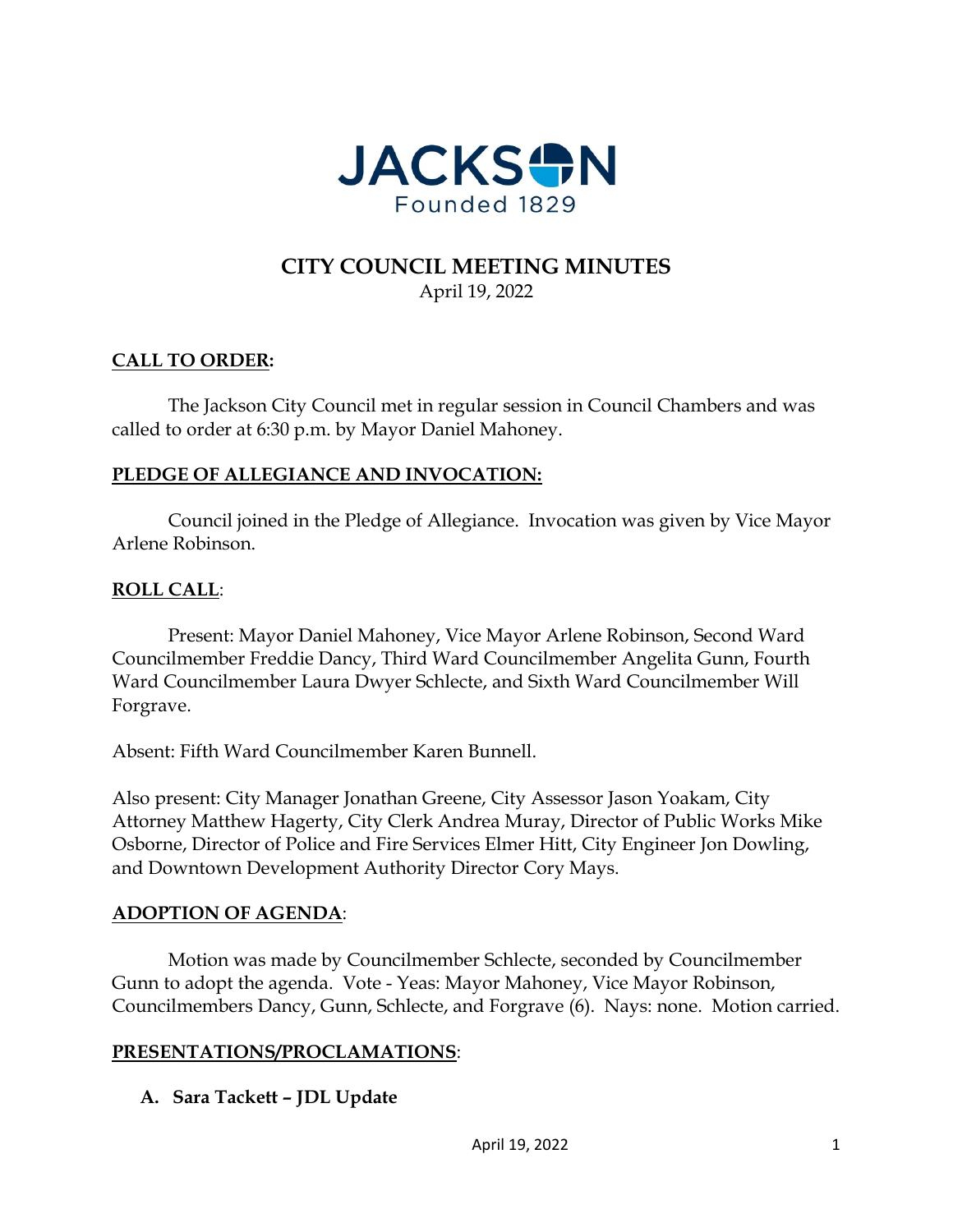JACKSON
Founded 1829

# CITY COUNCIL MEETING MINUTES

April 19, 2022

## CALL TO ORDER:

The Jackson City Council met in regular session in Council Chambers and was called to order at 6:30 p.m. by Mayor Daniel Mahoney.

## PLEDGE OF ALLEGIANCE AND INVOCATION:

Council joined in the Pledge of Allegiance. Invocation was given by Vice Mayor Arlene Robinson.

## ROLL CALL:

Present: Mayor Daniel Mahoney, Vice Mayor Arlene Robinson, Second Ward Councilmember Freddie Dancy, Third Ward Councilmember Angelita Gunn, Fourth Ward Councilmember Laura Dwyer Schlecte, and Sixth Ward Councilmember Will Forgrave.

Absent: Fifth Ward Councilmember Karen Bunnell.

Also present: City Manager Jonathan Greene, City Assessor Jason Yoakam, City Attorney Matthew Hagerty, City Clerk Andrea Muray, Director of Public Works Mike Osborne, Director of Police and Fire Services Elmer Hitt, City Engineer Jon Dowling, and Downtown Development Authority Director Cory Mays.

## ADOPTION OF AGENDA:

Motion was made by Councilmember Schlecte, seconded by Councilmember Gunn to adopt the agenda. Vote - Yeas: Mayor Mahoney, Vice Mayor Robinson, Councilmembers Dancy, Gunn, Schlecte, and Forgrave (6). Nays: none. Motion carried.

## PRESENTATIONS/PROCLAMATIONS:

**A. Sara Tackett – JDL Update**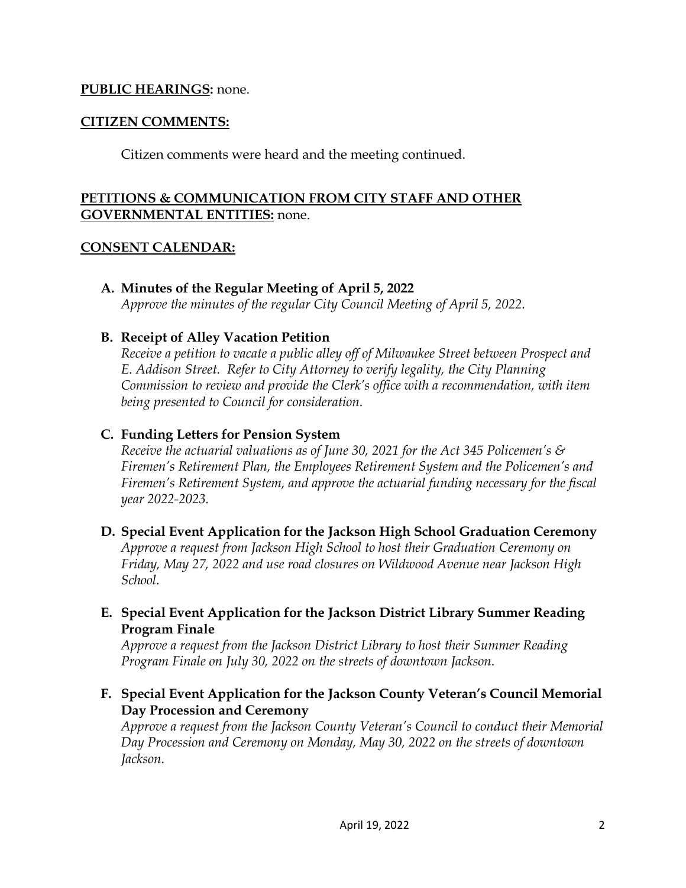**PUBLIC HEARINGS:** none.

**CITIZEN COMMENTS:**

Citizen comments were heard and the meeting continued.

**PETITIONS & COMMUNICATION FROM CITY STAFF AND OTHER GOVERNMENTAL ENTITIES:** none.

**CONSENT CALENDAR:**

**A. Minutes of the Regular Meeting of April 5, 2022**
*Approve the minutes of the regular City Council Meeting of April 5, 2022.*

**B. Receipt of Alley Vacation Petition**
*Receive a petition to vacate a public alley off of Milwaukee Street between Prospect and E. Addison Street. Refer to City Attorney to verify legality, the City Planning Commission to review and provide the Clerk's office with a recommendation, with item being presented to Council for consideration.*

**C. Funding Letters for Pension System**
*Receive the actuarial valuations as of June 30, 2021 for the Act 345 Policemen's & Firemen's Retirement Plan, the Employees Retirement System and the Policemen's and Firemen's Retirement System, and approve the actuarial funding necessary for the fiscal year 2022-2023.*

**D. Special Event Application for the Jackson High School Graduation Ceremony**
*Approve a request from Jackson High School to host their Graduation Ceremony on Friday, May 27, 2022 and use road closures on Wildwood Avenue near Jackson High School.*

**E. Special Event Application for the Jackson District Library Summer Reading Program Finale**
*Approve a request from the Jackson District Library to host their Summer Reading Program Finale on July 30, 2022 on the streets of downtown Jackson.*

**F. Special Event Application for the Jackson County Veteran's Council Memorial Day Procession and Ceremony**
*Approve a request from the Jackson County Veteran's Council to conduct their Memorial Day Procession and Ceremony on Monday, May 30, 2022 on the streets of downtown Jackson.*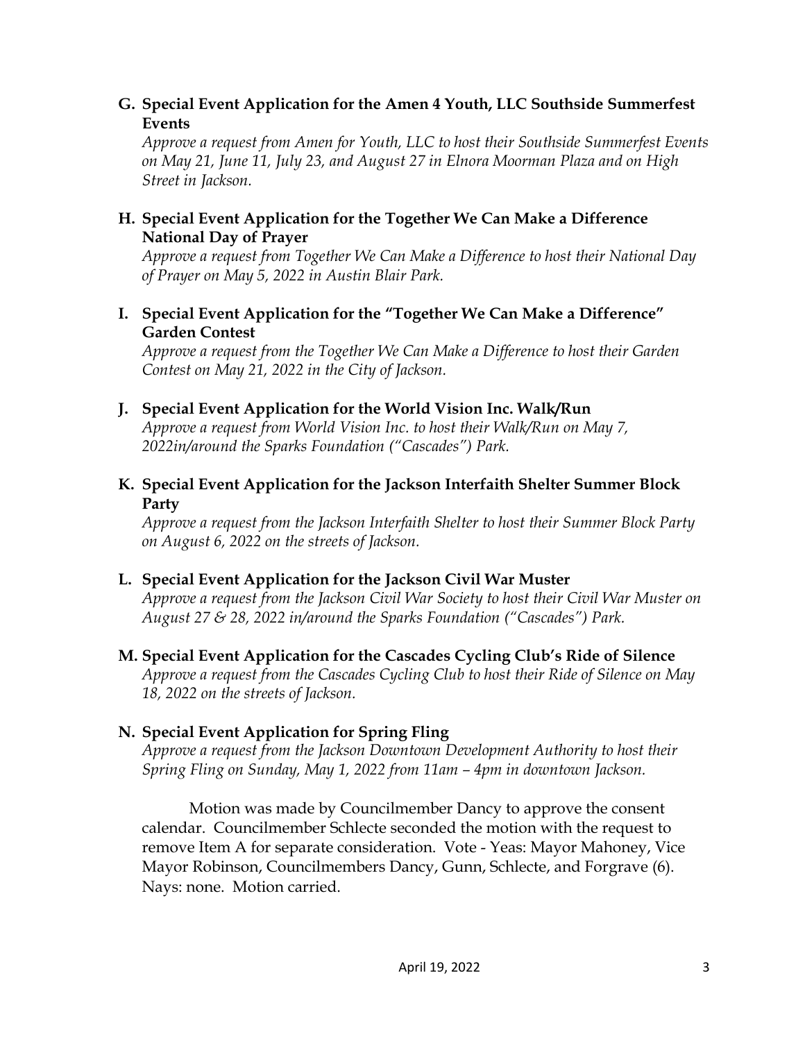**G. Special Event Application for the Amen 4 Youth, LLC Southside Summerfest Events**

*Approve a request from Amen for Youth, LLC to host their Southside Summerfest Events on May 21, June 11, July 23, and August 27 in Elnora Moorman Plaza and on High Street in Jackson.*

**H. Special Event Application for the Together We Can Make a Difference National Day of Prayer**

*Approve a request from Together We Can Make a Difference to host their National Day of Prayer on May 5, 2022 in Austin Blair Park.*

**I. Special Event Application for the "Together We Can Make a Difference" Garden Contest**

*Approve a request from the Together We Can Make a Difference to host their Garden Contest on May 21, 2022 in the City of Jackson.*

**J. Special Event Application for the World Vision Inc. Walk/Run**

*Approve a request from World Vision Inc. to host their Walk/Run on May 7, 2022in/around the Sparks Foundation ("Cascades") Park.*

**K. Special Event Application for the Jackson Interfaith Shelter Summer Block Party**

*Approve a request from the Jackson Interfaith Shelter to host their Summer Block Party on August 6, 2022 on the streets of Jackson.*

**L. Special Event Application for the Jackson Civil War Muster**

*Approve a request from the Jackson Civil War Society to host their Civil War Muster on August 27 & 28, 2022 in/around the Sparks Foundation ("Cascades") Park.*

**M. Special Event Application for the Cascades Cycling Club's Ride of Silence**

*Approve a request from the Cascades Cycling Club to host their Ride of Silence on May 18, 2022 on the streets of Jackson.*

**N. Special Event Application for Spring Fling**

*Approve a request from the Jackson Downtown Development Authority to host their Spring Fling on Sunday, May 1, 2022 from 11am – 4pm in downtown Jackson.*

Motion was made by Councilmember Dancy to approve the consent calendar. Councilmember Schlecte seconded the motion with the request to remove Item A for separate consideration. Vote - Yeas: Mayor Mahoney, Vice Mayor Robinson, Councilmembers Dancy, Gunn, Schlecte, and Forgrave (6). Nays: none. Motion carried.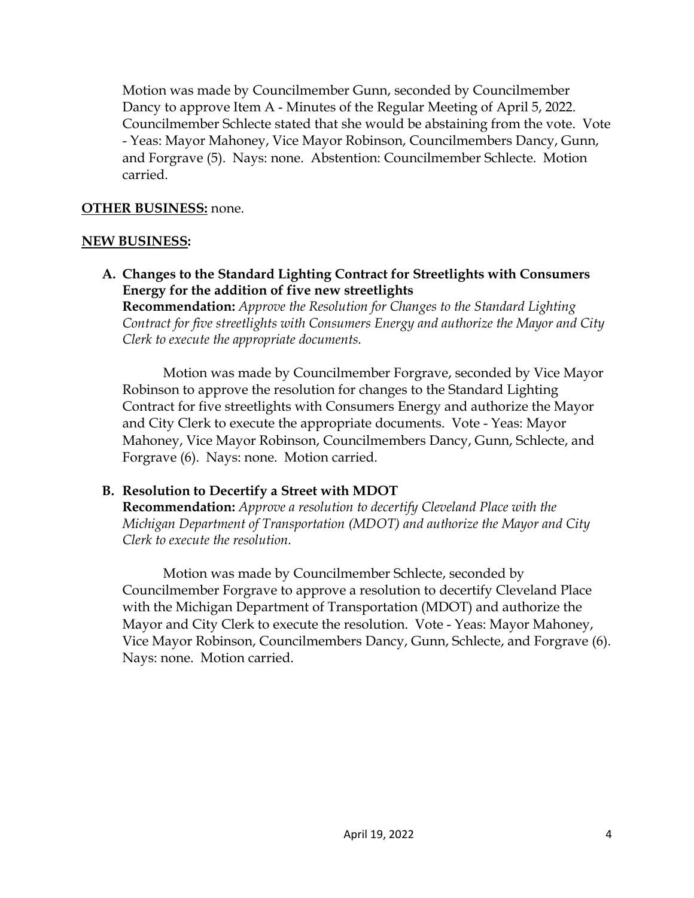Motion was made by Councilmember Gunn, seconded by Councilmember Dancy to approve Item A - Minutes of the Regular Meeting of April 5, 2022. Councilmember Schlecte stated that she would be abstaining from the vote. Vote - Yeas: Mayor Mahoney, Vice Mayor Robinson, Councilmembers Dancy, Gunn, and Forgrave (5). Nays: none. Abstention: Councilmember Schlecte. Motion carried.

**OTHER BUSINESS:** none.

**NEW BUSINESS:**

**A. Changes to the Standard Lighting Contract for Streetlights with Consumers Energy for the addition of five new streetlights**

**Recommendation:** *Approve the Resolution for Changes to the Standard Lighting Contract for five streetlights with Consumers Energy and authorize the Mayor and City Clerk to execute the appropriate documents.*

Motion was made by Councilmember Forgrave, seconded by Vice Mayor Robinson to approve the resolution for changes to the Standard Lighting Contract for five streetlights with Consumers Energy and authorize the Mayor and City Clerk to execute the appropriate documents. Vote - Yeas: Mayor Mahoney, Vice Mayor Robinson, Councilmembers Dancy, Gunn, Schlecte, and Forgrave (6). Nays: none. Motion carried.

**B. Resolution to Decertify a Street with MDOT**

**Recommendation:** *Approve a resolution to decertify Cleveland Place with the Michigan Department of Transportation (MDOT) and authorize the Mayor and City Clerk to execute the resolution.*

Motion was made by Councilmember Schlecte, seconded by Councilmember Forgrave to approve a resolution to decertify Cleveland Place with the Michigan Department of Transportation (MDOT) and authorize the Mayor and City Clerk to execute the resolution. Vote - Yeas: Mayor Mahoney, Vice Mayor Robinson, Councilmembers Dancy, Gunn, Schlecte, and Forgrave (6). Nays: none. Motion carried.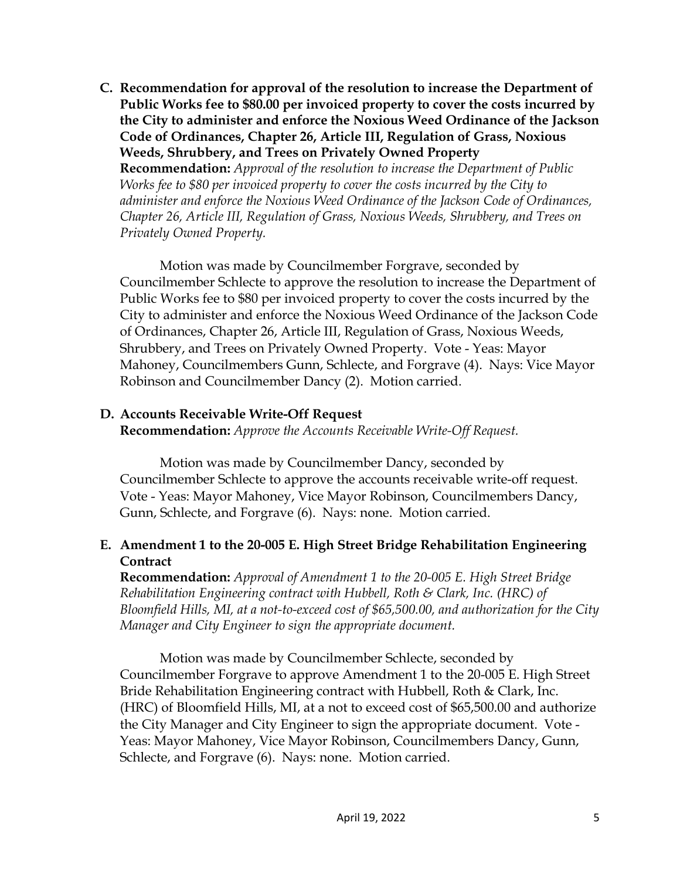**C. Recommendation for approval of the resolution to increase the Department of Public Works fee to $80.00 per invoiced property to cover the costs incurred by the City to administer and enforce the Noxious Weed Ordinance of the Jackson Code of Ordinances, Chapter 26, Article III, Regulation of Grass, Noxious Weeds, Shrubbery, and Trees on Privately Owned Property**

**Recommendation:** *Approval of the resolution to increase the Department of Public Works fee to $80 per invoiced property to cover the costs incurred by the City to administer and enforce the Noxious Weed Ordinance of the Jackson Code of Ordinances, Chapter 26, Article III, Regulation of Grass, Noxious Weeds, Shrubbery, and Trees on Privately Owned Property.*

Motion was made by Councilmember Forgrave, seconded by Councilmember Schlecte to approve the resolution to increase the Department of Public Works fee to $80 per invoiced property to cover the costs incurred by the City to administer and enforce the Noxious Weed Ordinance of the Jackson Code of Ordinances, Chapter 26, Article III, Regulation of Grass, Noxious Weeds, Shrubbery, and Trees on Privately Owned Property. Vote - Yeas: Mayor Mahoney, Councilmembers Gunn, Schlecte, and Forgrave (4). Nays: Vice Mayor Robinson and Councilmember Dancy (2). Motion carried.

**D. Accounts Receivable Write-Off Request**

**Recommendation:** *Approve the Accounts Receivable Write-Off Request.*

Motion was made by Councilmember Dancy, seconded by Councilmember Schlecte to approve the accounts receivable write-off request. Vote - Yeas: Mayor Mahoney, Vice Mayor Robinson, Councilmembers Dancy, Gunn, Schlecte, and Forgrave (6). Nays: none. Motion carried.

**E. Amendment 1 to the 20-005 E. High Street Bridge Rehabilitation Engineering Contract**

**Recommendation:** *Approval of Amendment 1 to the 20-005 E. High Street Bridge Rehabilitation Engineering contract with Hubbell, Roth & Clark, Inc. (HRC) of Bloomfield Hills, MI, at a not-to-exceed cost of $65,500.00, and authorization for the City Manager and City Engineer to sign the appropriate document.*

Motion was made by Councilmember Schlecte, seconded by Councilmember Forgrave to approve Amendment 1 to the 20-005 E. High Street Bride Rehabilitation Engineering contract with Hubbell, Roth & Clark, Inc. (HRC) of Bloomfield Hills, MI, at a not to exceed cost of $65,500.00 and authorize the City Manager and City Engineer to sign the appropriate document. Vote - Yeas: Mayor Mahoney, Vice Mayor Robinson, Councilmembers Dancy, Gunn, Schlecte, and Forgrave (6). Nays: none. Motion carried.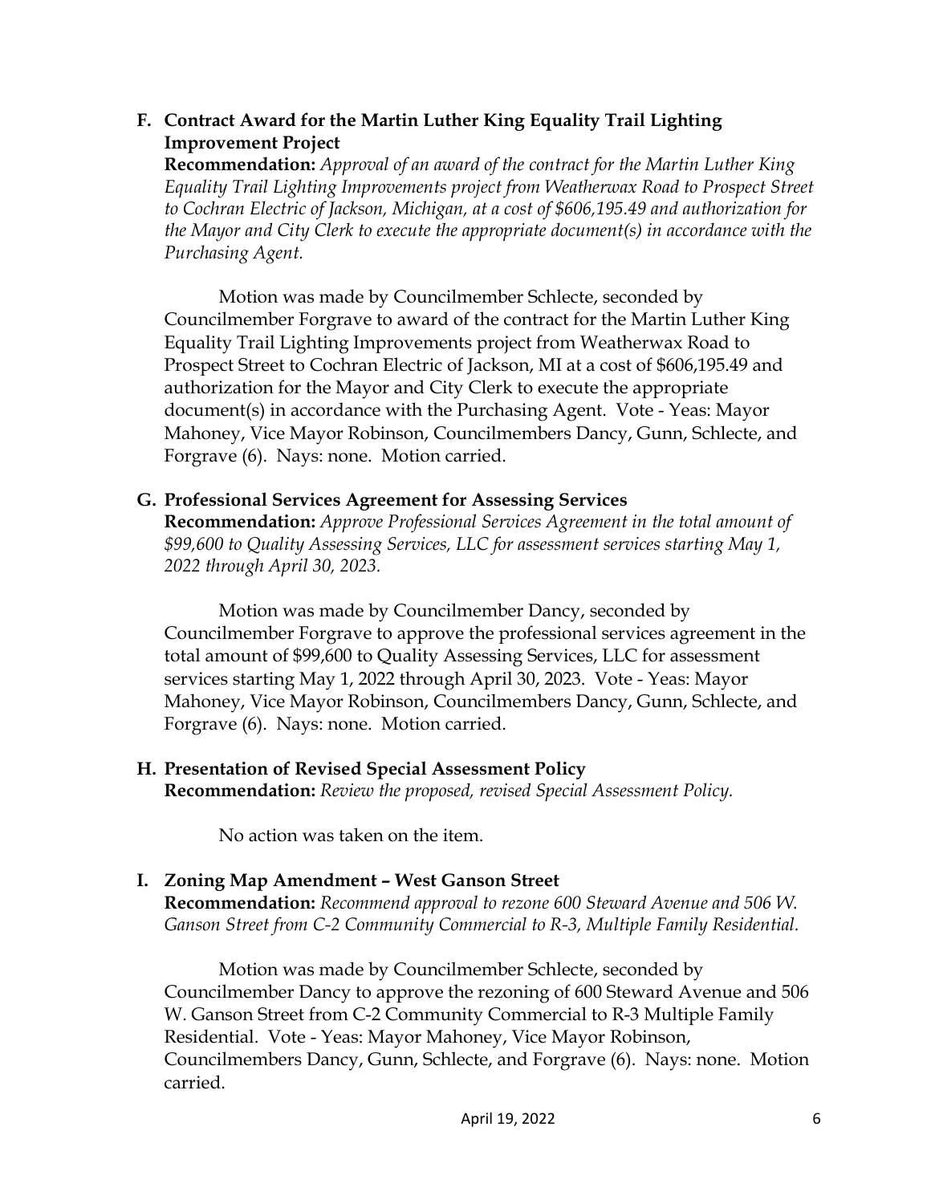**F. Contract Award for the Martin Luther King Equality Trail Lighting Improvement Project**

**Recommendation:** *Approval of an award of the contract for the Martin Luther King Equality Trail Lighting Improvements project from Weatherwax Road to Prospect Street to Cochran Electric of Jackson, Michigan, at a cost of $606,195.49 and authorization for the Mayor and City Clerk to execute the appropriate document(s) in accordance with the Purchasing Agent.*

Motion was made by Councilmember Schlecte, seconded by Councilmember Forgrave to award of the contract for the Martin Luther King Equality Trail Lighting Improvements project from Weatherwax Road to Prospect Street to Cochran Electric of Jackson, MI at a cost of $606,195.49 and authorization for the Mayor and City Clerk to execute the appropriate document(s) in accordance with the Purchasing Agent. Vote - Yeas: Mayor Mahoney, Vice Mayor Robinson, Councilmembers Dancy, Gunn, Schlecte, and Forgrave (6). Nays: none. Motion carried.

**G. Professional Services Agreement for Assessing Services**

**Recommendation:** *Approve Professional Services Agreement in the total amount of $99,600 to Quality Assessing Services, LLC for assessment services starting May 1, 2022 through April 30, 2023.*

Motion was made by Councilmember Dancy, seconded by Councilmember Forgrave to approve the professional services agreement in the total amount of $99,600 to Quality Assessing Services, LLC for assessment services starting May 1, 2022 through April 30, 2023. Vote - Yeas: Mayor Mahoney, Vice Mayor Robinson, Councilmembers Dancy, Gunn, Schlecte, and Forgrave (6). Nays: none. Motion carried.

**H. Presentation of Revised Special Assessment Policy**

**Recommendation:** *Review the proposed, revised Special Assessment Policy.*

No action was taken on the item.

**I. Zoning Map Amendment – West Ganson Street**

**Recommendation:** *Recommend approval to rezone 600 Steward Avenue and 506 W. Ganson Street from C-2 Community Commercial to R-3, Multiple Family Residential.*

Motion was made by Councilmember Schlecte, seconded by Councilmember Dancy to approve the rezoning of 600 Steward Avenue and 506 W. Ganson Street from C-2 Community Commercial to R-3 Multiple Family Residential. Vote - Yeas: Mayor Mahoney, Vice Mayor Robinson, Councilmembers Dancy, Gunn, Schlecte, and Forgrave (6). Nays: none. Motion carried.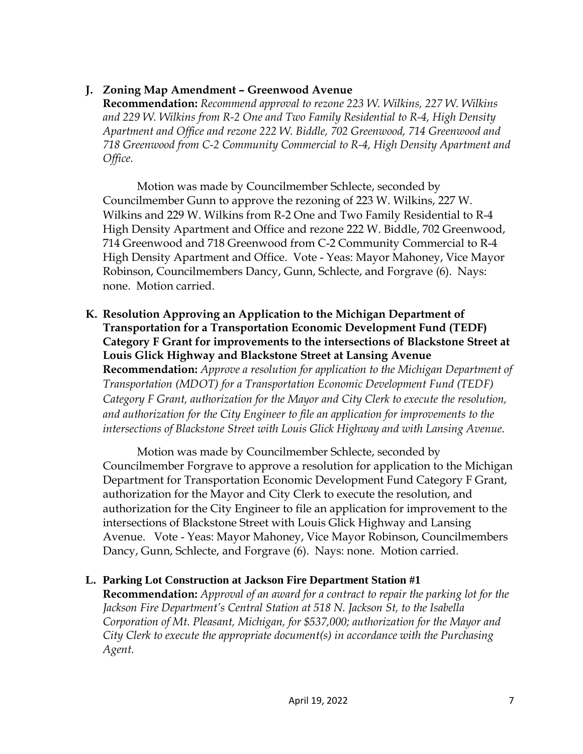**J. Zoning Map Amendment – Greenwood Avenue**

**Recommendation:** *Recommend approval to rezone 223 W. Wilkins, 227 W. Wilkins and 229 W. Wilkins from R-2 One and Two Family Residential to R-4, High Density Apartment and Office and rezone 222 W. Biddle, 702 Greenwood, 714 Greenwood and 718 Greenwood from C-2 Community Commercial to R-4, High Density Apartment and Office.*

Motion was made by Councilmember Schlecte, seconded by Councilmember Gunn to approve the rezoning of 223 W. Wilkins, 227 W. Wilkins and 229 W. Wilkins from R-2 One and Two Family Residential to R-4 High Density Apartment and Office and rezone 222 W. Biddle, 702 Greenwood, 714 Greenwood and 718 Greenwood from C-2 Community Commercial to R-4 High Density Apartment and Office. Vote - Yeas: Mayor Mahoney, Vice Mayor Robinson, Councilmembers Dancy, Gunn, Schlecte, and Forgrave (6). Nays: none. Motion carried.

**K. Resolution Approving an Application to the Michigan Department of Transportation for a Transportation Economic Development Fund (TEDF) Category F Grant for improvements to the intersections of Blackstone Street at Louis Glick Highway and Blackstone Street at Lansing Avenue**

**Recommendation:** *Approve a resolution for application to the Michigan Department of Transportation (MDOT) for a Transportation Economic Development Fund (TEDF) Category F Grant, authorization for the Mayor and City Clerk to execute the resolution, and authorization for the City Engineer to file an application for improvements to the intersections of Blackstone Street with Louis Glick Highway and with Lansing Avenue.*

Motion was made by Councilmember Schlecte, seconded by Councilmember Forgrave to approve a resolution for application to the Michigan Department for Transportation Economic Development Fund Category F Grant, authorization for the Mayor and City Clerk to execute the resolution, and authorization for the City Engineer to file an application for improvement to the intersections of Blackstone Street with Louis Glick Highway and Lansing Avenue. Vote - Yeas: Mayor Mahoney, Vice Mayor Robinson, Councilmembers Dancy, Gunn, Schlecte, and Forgrave (6). Nays: none. Motion carried.

**L. Parking Lot Construction at Jackson Fire Department Station #1**

**Recommendation:** *Approval of an award for a contract to repair the parking lot for the Jackson Fire Department's Central Station at 518 N. Jackson St, to the Isabella Corporation of Mt. Pleasant, Michigan, for $537,000; authorization for the Mayor and City Clerk to execute the appropriate document(s) in accordance with the Purchasing Agent.*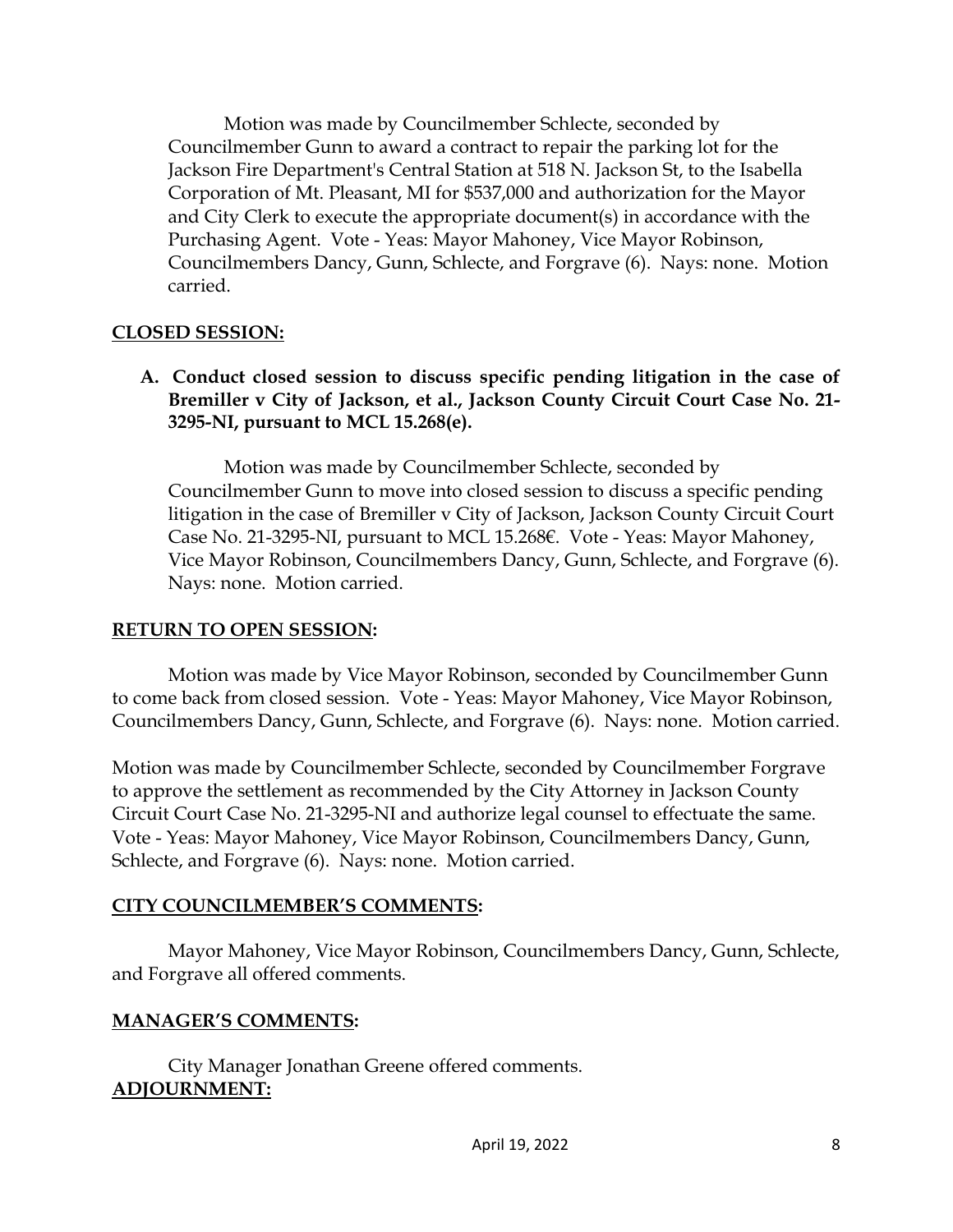Motion was made by Councilmember Schlecte, seconded by Councilmember Gunn to award a contract to repair the parking lot for the Jackson Fire Department's Central Station at 518 N. Jackson St, to the Isabella Corporation of Mt. Pleasant, MI for $537,000 and authorization for the Mayor and City Clerk to execute the appropriate document(s) in accordance with the Purchasing Agent. Vote - Yeas: Mayor Mahoney, Vice Mayor Robinson, Councilmembers Dancy, Gunn, Schlecte, and Forgrave (6). Nays: none. Motion carried.

## CLOSED SESSION:

**A. Conduct closed session to discuss specific pending litigation in the case of Bremiller v City of Jackson, et al., Jackson County Circuit Court Case No. 21-3295-NI, pursuant to MCL 15.268(e).**

Motion was made by Councilmember Schlecte, seconded by Councilmember Gunn to move into closed session to discuss a specific pending litigation in the case of Bremiller v City of Jackson, Jackson County Circuit Court Case No. 21-3295-NI, pursuant to MCL 15.268€. Vote - Yeas: Mayor Mahoney, Vice Mayor Robinson, Councilmembers Dancy, Gunn, Schlecte, and Forgrave (6). Nays: none. Motion carried.

## RETURN TO OPEN SESSION:

Motion was made by Vice Mayor Robinson, seconded by Councilmember Gunn to come back from closed session. Vote - Yeas: Mayor Mahoney, Vice Mayor Robinson, Councilmembers Dancy, Gunn, Schlecte, and Forgrave (6). Nays: none. Motion carried.

Motion was made by Councilmember Schlecte, seconded by Councilmember Forgrave to approve the settlement as recommended by the City Attorney in Jackson County Circuit Court Case No. 21-3295-NI and authorize legal counsel to effectuate the same. Vote - Yeas: Mayor Mahoney, Vice Mayor Robinson, Councilmembers Dancy, Gunn, Schlecte, and Forgrave (6). Nays: none. Motion carried.

## CITY COUNCILMEMBER'S COMMENTS:

Mayor Mahoney, Vice Mayor Robinson, Councilmembers Dancy, Gunn, Schlecte, and Forgrave all offered comments.

## MANAGER'S COMMENTS:

City Manager Jonathan Greene offered comments.

## ADJOURNMENT: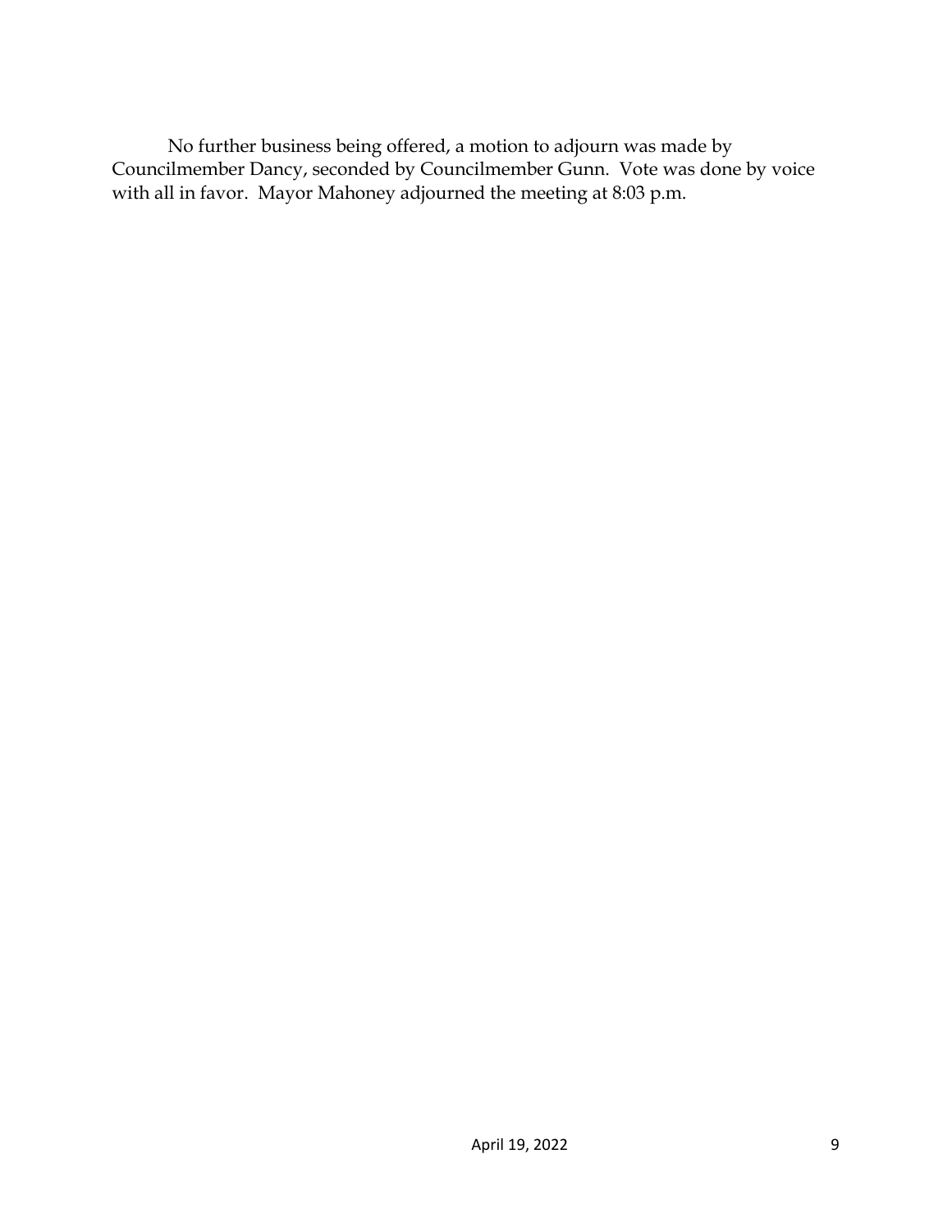No further business being offered, a motion to adjourn was made by Councilmember Dancy, seconded by Councilmember Gunn. Vote was done by voice with all in favor. Mayor Mahoney adjourned the meeting at 8:03 p.m.